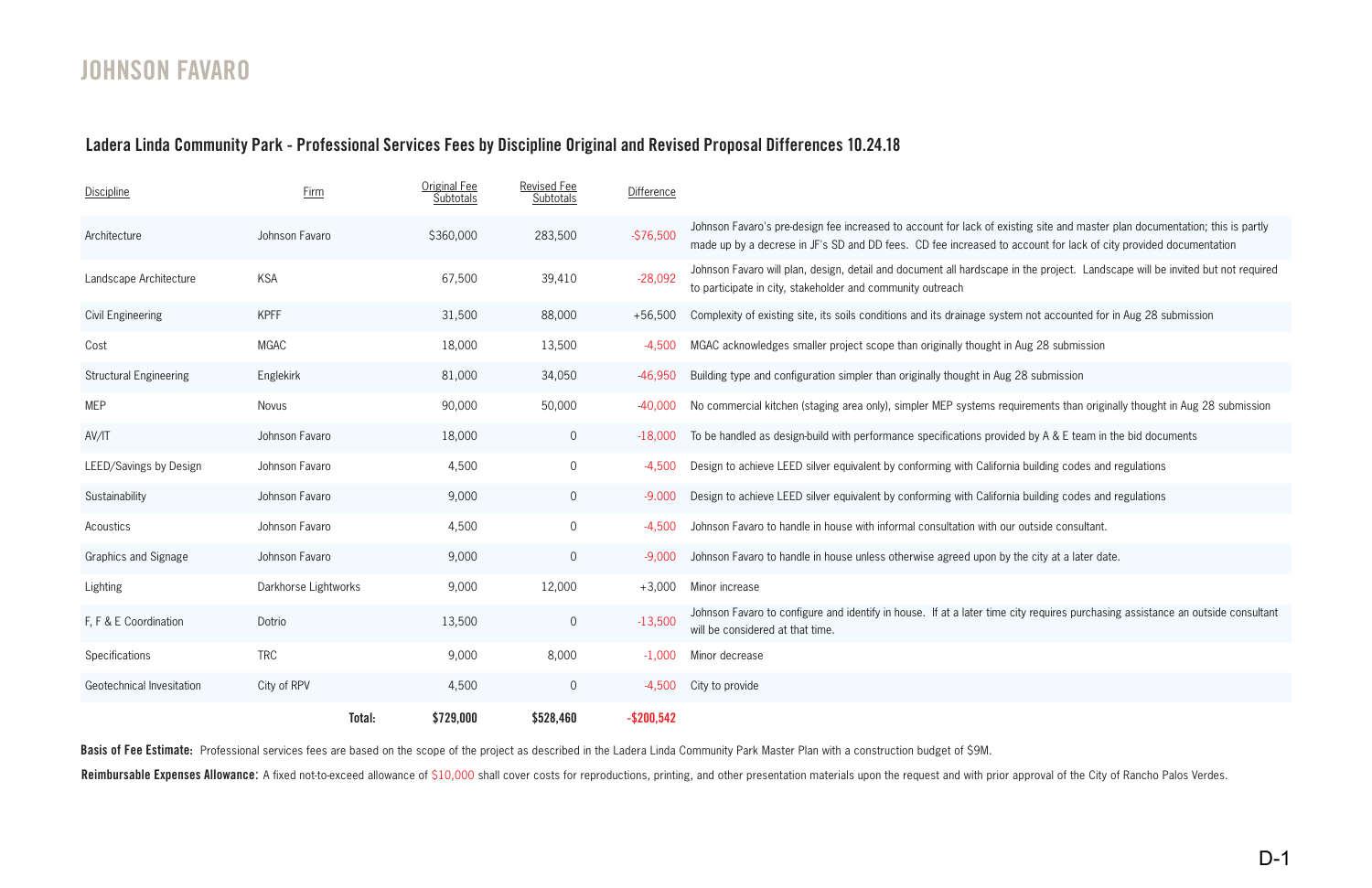# JOHNSON FAVARO

## Ladera Linda Community Park - Professional Services Fees by Discipline Original and Revised Proposal Differences 10.24.18

| Discipline | Firm | Original Fee Subtotals | Revised Fee Subtotals | Difference | |
|---|---|---|---|---|---|
| Architecture | Johnson Favaro | $360,000 | 283,500 | -$76,500 | Johnson Favaro's pre-design fee increased to account for lack of existing site and master plan documentation; this is partly made up by a decrese in JF's SD and DD fees. CD fee increased to account for lack of city provided documentation |
| Landscape Architecture | KSA | 67,500 | 39,410 | -28,092 | Johnson Favaro will plan, design, detail and document all hardscape in the project. Landscape will be invited but not required to participate in city, stakeholder and community outreach |
| Civil Engineering | KPFF | 31,500 | 88,000 | +56,500 | Complexity of existing site, its soils conditions and its drainage system not accounted for in Aug 28 submission |
| Cost | MGAC | 18,000 | 13,500 | -4,500 | MGAC acknowledges smaller project scope than originally thought in Aug 28 submission |
| Structural Engineering | Englekirk | 81,000 | 34,050 | -46,950 | Building type and configuration simpler than originally thought in Aug 28 submission |
| MEP | Novus | 90,000 | 50,000 | -40,000 | No commercial kitchen (staging area only), simpler MEP systems requirements than originally thought in Aug 28 submission |
| AV/IT | Johnson Favaro | 18,000 | 0 | -18,000 | To be handled as design-build with performance specifications provided by A & E team in the bid documents |
| LEED/Savings by Design | Johnson Favaro | 4,500 | 0 | -4,500 | Design to achieve LEED silver equivalent by conforming with California building codes and regulations |
| Sustainability | Johnson Favaro | 9,000 | 0 | -9.000 | Design to achieve LEED silver equivalent by conforming with California building codes and regulations |
| Acoustics | Johnson Favaro | 4,500 | 0 | -4,500 | Johnson Favaro to handle in house with informal consultation with our outside consultant. |
| Graphics and Signage | Johnson Favaro | 9,000 | 0 | -9,000 | Johnson Favaro to handle in house unless otherwise agreed upon by the city at a later date. |
| Lighting | Darkhorse Lightworks | 9,000 | 12,000 | +3,000 | Minor increase |
| F, F & E Coordination | Dotrio | 13,500 | 0 | -13,500 | Johnson Favaro to configure and identify in house. If at a later time city requires purchasing assistance an outside consultant will be considered at that time. |
| Specifications | TRC | 9,000 | 8,000 | -1,000 | Minor decrease |
| Geotechnical Invesitation | City of RPV | 4,500 | 0 | -4,500 | City to provide |
| | **Total:** | **$729,000** | **$528,460** | **-$200,542** | |

**Basis of Fee Estimate:** Professional services fees are based on the scope of the project as described in the Ladera Linda Community Park Master Plan with a construction budget of $9M.

**Reimbursable Expenses Allowance:** A fixed not-to-exceed allowance of $10,000 shall cover costs for reproductions, printing, and other presentation materials upon the request and with prior approval of the City of Rancho Palos Verdes.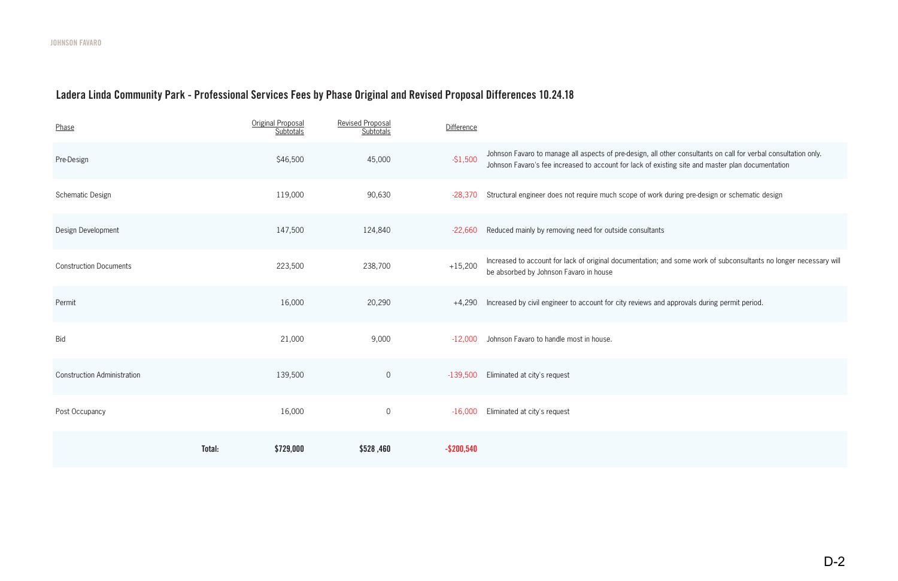## Ladera Linda Community Park - Professional Services Fees by Phase Original and Revised Proposal Differences 10.24.18

| Phase | Original Proposal Subtotals | Revised Proposal Subtotals | Difference | |
|---|---|---|---|---|
| Pre-Design | $46,500 | 45,000 | -$1,500 | Johnson Favaro to manage all aspects of pre-design, all other consultants on call for verbal consultation only. Johnson Favaro's fee increased to account for lack of existing site and master plan documentation |
| Schematic Design | 119,000 | 90,630 | -28,370 | Structural engineer does not require much scope of work during pre-design or schematic design |
| Design Development | 147,500 | 124,840 | -22,660 | Reduced mainly by removing need for outside consultants |
| Construction Documents | 223,500 | 238,700 | +15,200 | Increased to account for lack of original documentation; and some work of subconsultants no longer necessary will be absorbed by Johnson Favaro in house |
| Permit | 16,000 | 20,290 | +4,290 | Increased by civil engineer to account for city reviews and approvals during permit period. |
| Bid | 21,000 | 9,000 | -12,000 | Johnson Favaro to handle most in house. |
| Construction Administration | 139,500 | 0 | -139,500 | Eliminated at city's request |
| Post Occupancy | 16,000 | 0 | -16,000 | Eliminated at city's request |
| **Total:** | **$729,000** | **$528 ,460** | **-$200,540** | |